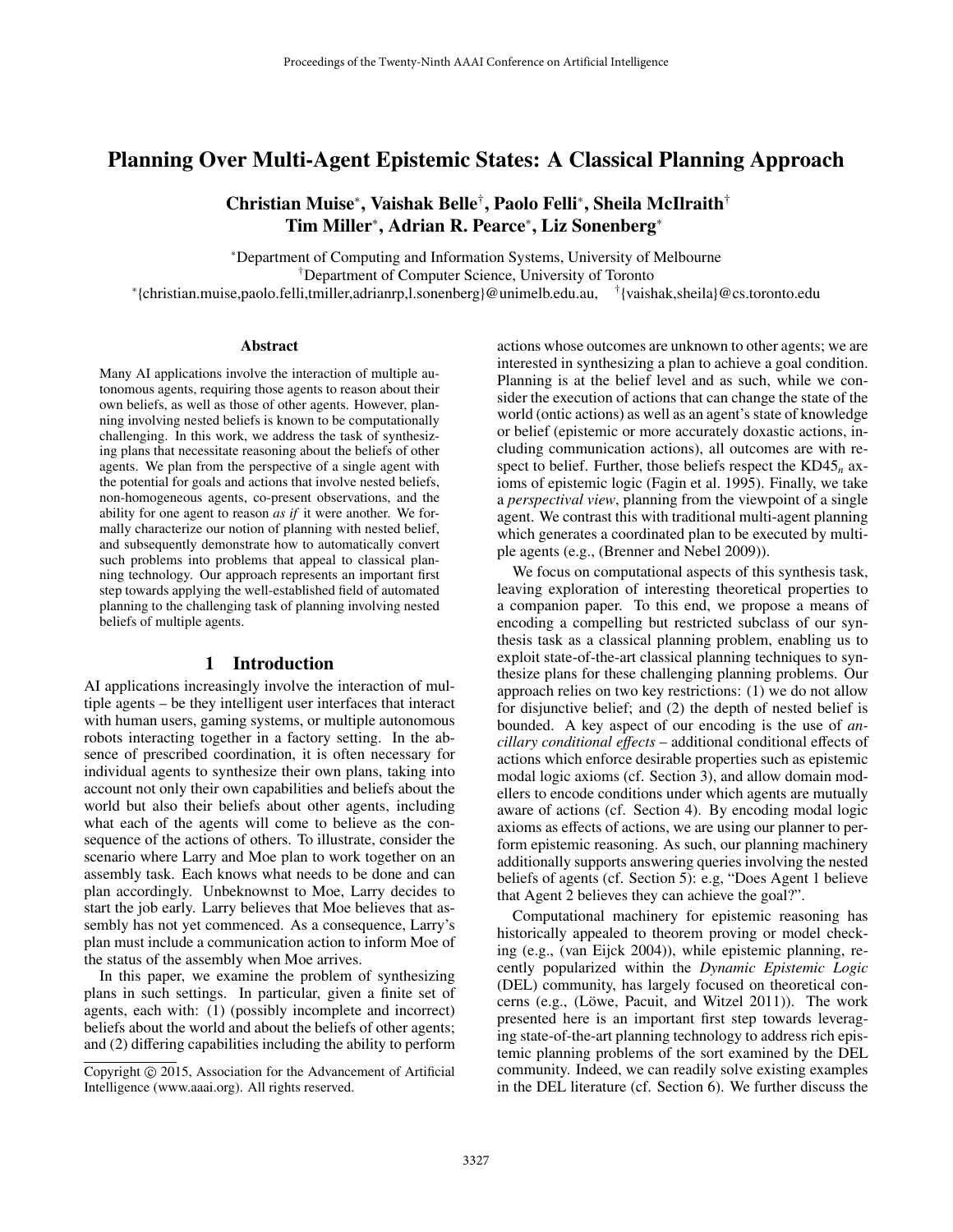# Planning Over Multi-Agent Epistemic States: A Classical Planning Approach

**Christian Muise[*], Vaishak Belle[†], Paolo Felli[*], Sheila McIlraith[†]**
**Tim Miller[*], Adrian R. Pearce[*], Liz Sonenberg[*]**

[*]Department of Computing and Information Systems, University of Melbourne
[†]Department of Computer Science, University of Toronto
[*]{christian.muise,paolo.felli,tmiller,adrianrp,l.sonenberg}@unimelb.edu.au, [†]{vaishak,sheila}@cs.toronto.edu

### Abstract

Many AI applications involve the interaction of multiple autonomous agents, requiring those agents to reason about their own beliefs, as well as those of other agents. However, planning involving nested beliefs is known to be computationally challenging. In this work, we address the task of synthesizing plans that necessitate reasoning about the beliefs of other agents. We plan from the perspective of a single agent with the potential for goals and actions that involve nested beliefs, non-homogeneous agents, co-present observations, and the ability for one agent to reason *as if* it were another. We formally characterize our notion of planning with nested belief, and subsequently demonstrate how to automatically convert such problems into problems that appeal to classical planning technology. Our approach represents an important first step towards applying the well-established field of automated planning to the challenging task of planning involving nested beliefs of multiple agents.

## 1 Introduction

AI applications increasingly involve the interaction of multiple agents – be they intelligent user interfaces that interact with human users, gaming systems, or multiple autonomous robots interacting together in a factory setting. In the absence of prescribed coordination, it is often necessary for individual agents to synthesize their own plans, taking into account not only their own capabilities and beliefs about the world but also their beliefs about other agents, including what each of the agents will come to believe as the consequence of the actions of others. To illustrate, consider the scenario where Larry and Moe plan to work together on an assembly task. Each knows what needs to be done and can plan accordingly. Unbeknownst to Moe, Larry decides to start the job early. Larry believes that Moe believes that assembly has not yet commenced. As a consequence, Larry's plan must include a communication action to inform Moe of the status of the assembly when Moe arrives.

In this paper, we examine the problem of synthesizing plans in such settings. In particular, given a finite set of agents, each with: (1) (possibly incomplete and incorrect) beliefs about the world and about the beliefs of other agents; and (2) differing capabilities including the ability to perform actions whose outcomes are unknown to other agents; we are interested in synthesizing a plan to achieve a goal condition. Planning is at the belief level and as such, while we consider the execution of actions that can change the state of the world (ontic actions) as well as an agent's state of knowledge or belief (epistemic or more accurately doxastic actions, including communication actions), all outcomes are with respect to belief. Further, those beliefs respect the KD45$_n$ axioms of epistemic logic (Fagin et al. 1995). Finally, we take a *perspectival view*, planning from the viewpoint of a single agent. We contrast this with traditional multi-agent planning which generates a coordinated plan to be executed by multiple agents (e.g., (Brenner and Nebel 2009)).

We focus on computational aspects of this synthesis task, leaving exploration of interesting theoretical properties to a companion paper. To this end, we propose a means of encoding a compelling but restricted subclass of our synthesis task as a classical planning problem, enabling us to exploit state-of-the-art classical planning techniques to synthesize plans for these challenging planning problems. Our approach relies on two key restrictions: (1) we do not allow for disjunctive belief; and (2) the depth of nested belief is bounded. A key aspect of our encoding is the use of *ancillary conditional effects* – additional conditional effects of actions which enforce desirable properties such as epistemic modal logic axioms (cf. Section 3), and allow domain modellers to encode conditions under which agents are mutually aware of actions (cf. Section 4). By encoding modal logic axioms as effects of actions, we are using our planner to perform epistemic reasoning. As such, our planning machinery additionally supports answering queries involving the nested beliefs of agents (cf. Section 5): e.g, "Does Agent 1 believe that Agent 2 believes they can achieve the goal?".

Computational machinery for epistemic reasoning has historically appealed to theorem proving or model checking (e.g., (van Eijck 2004)), while epistemic planning, recently popularized within the *Dynamic Epistemic Logic* (DEL) community, has largely focused on theoretical concerns (e.g., (Löwe, Pacuit, and Witzel 2011)). The work presented here is an important first step towards leveraging state-of-the-art planning technology to address rich epistemic planning problems of the sort examined by the DEL community. Indeed, we can readily solve existing examples in the DEL literature (cf. Section 6). We further discuss the

Copyright © 2015, Association for the Advancement of Artificial Intelligence (www.aaai.org). All rights reserved.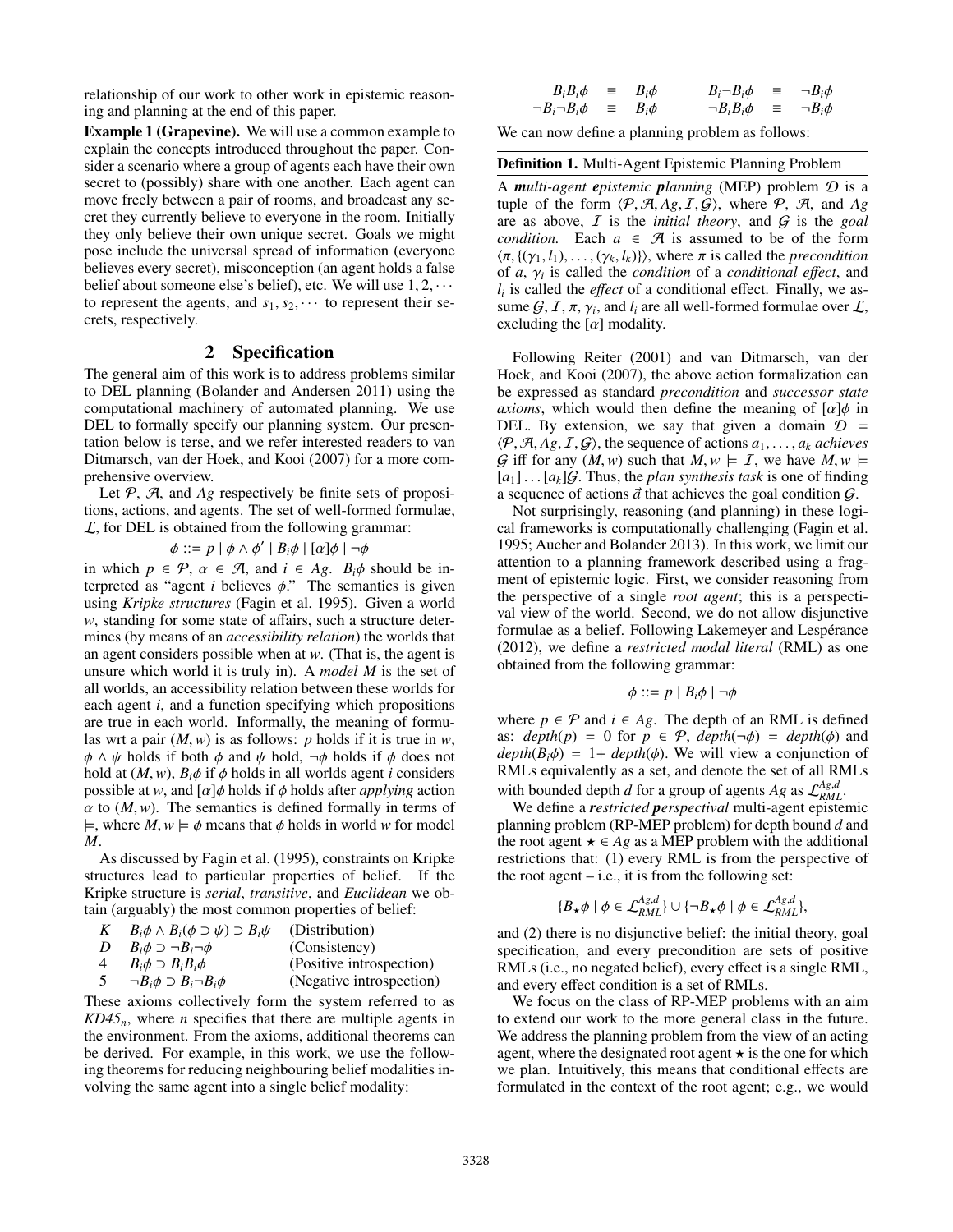relationship of our work to other work in epistemic reasoning and planning at the end of this paper.

**Example 1 (Grapevine).** We will use a common example to explain the concepts introduced throughout the paper. Consider a scenario where a group of agents each have their own secret to (possibly) share with one another. Each agent can move freely between a pair of rooms, and broadcast any secret they currently believe to everyone in the room. Initially they only believe their own unique secret. Goals we might pose include the universal spread of information (everyone believes every secret), misconception (an agent holds a false belief about someone else's belief), etc. We will use $1, 2, \cdots$ to represent the agents, and $s_1, s_2, \cdots$ to represent their secrets, respectively.

## 2 Specification

The general aim of this work is to address problems similar to DEL planning (Bolander and Andersen 2011) using the computational machinery of automated planning. We use DEL to formally specify our planning system. Our presentation below is terse, and we refer interested readers to van Ditmarsch, van der Hoek, and Kooi (2007) for a more comprehensive overview.

Let $\mathcal{P}$, $\mathcal{A}$, and $Ag$ respectively be finite sets of propositions, actions, and agents. The set of well-formed formulae, $\mathcal{L}$, for DEL is obtained from the following grammar:

$$\phi ::= p \mid \phi \wedge \phi' \mid B_i\phi \mid [\alpha]\phi \mid \neg\phi$$

in which $p \in \mathcal{P}$, $\alpha \in \mathcal{A}$, and $i \in Ag$. $B_i\phi$ should be interpreted as "agent $i$ believes $\phi$." The semantics is given using *Kripke structures* (Fagin et al. 1995). Given a world $w$, standing for some state of affairs, such a structure determines (by means of an *accessibility relation*) the worlds that an agent considers possible when at $w$. (That is, the agent is unsure which world it is truly in). A *model* $M$ is the set of all worlds, an accessibility relation between these worlds for each agent $i$, and a function specifying which propositions are true in each world. Informally, the meaning of formulas wrt a pair $(M, w)$ is as follows: $p$ holds if it is true in $w$, $\phi \wedge \psi$ holds if both $\phi$ and $\psi$ hold, $\neg\phi$ holds if $\phi$ does not hold at $(M, w)$, $B_i\phi$ if $\phi$ holds in all worlds agent $i$ considers possible at $w$, and $[\alpha]\phi$ holds if $\phi$ holds after *applying* action $\alpha$ to $(M, w)$. The semantics is defined formally in terms of $\models$, where $M, w \models \phi$ means that $\phi$ holds in world $w$ for model $M$.

As discussed by Fagin et al. (1995), constraints on Kripke structures lead to particular properties of belief. If the Kripke structure is *serial*, *transitive*, and *Euclidean* we obtain (arguably) the most common properties of belief:

| | | |
|---|---|---|
| $K$ | $B_i\phi \wedge B_i(\phi \supset \psi) \supset B_i\psi$ | (Distribution) |
| $D$ | $B_i\phi \supset \neg B_i\neg\phi$ | (Consistency) |
| 4 | $B_i\phi \supset B_iB_i\phi$ | (Positive introspection) |
| 5 | $\neg B_i\phi \supset B_i\neg B_i\phi$ | (Negative introspection) |

These axioms collectively form the system referred to as $KD45_n$, where $n$ specifies that there are multiple agents in the environment. From the axioms, additional theorems can be derived. For example, in this work, we use the following theorems for reducing neighbouring belief modalities involving the same agent into a single belief modality:

$$B_iB_i\phi \equiv B_i\phi \qquad B_i\neg B_i\phi \equiv \neg B_i\phi$$
$$\neg B_i\neg B_i\phi \equiv B_i\phi \qquad \neg B_iB_i\phi \equiv \neg B_i\phi$$

We can now define a planning problem as follows:

**Definition 1.** Multi-Agent Epistemic Planning Problem

A ***m****ulti-agent* ***e****pistemic* ***p****lanning* (MEP) problem $\mathcal{D}$ is a tuple of the form $\langle \mathcal{P}, \mathcal{A}, Ag, \mathcal{I}, \mathcal{G} \rangle$, where $\mathcal{P}$, $\mathcal{A}$, and $Ag$ are as above, $\mathcal{I}$ is the *initial theory*, and $\mathcal{G}$ is the *goal condition*. Each $a \in \mathcal{A}$ is assumed to be of the form $\langle \pi, \{(\gamma_1, l_1), \ldots, (\gamma_k, l_k)\}\rangle$, where $\pi$ is called the *precondition* of $a$, $\gamma_i$ is called the *condition* of a *conditional effect*, and $l_i$ is called the *effect* of a conditional effect. Finally, we assume $\mathcal{G}$, $\mathcal{I}$, $\pi$, $\gamma_i$, and $l_i$ are all well-formed formulae over $\mathcal{L}$, excluding the $[\alpha]$ modality.

Following Reiter (2001) and van Ditmarsch, van der Hoek, and Kooi (2007), the above action formalization can be expressed as standard *precondition* and *successor state axioms*, which would then define the meaning of $[\alpha]\phi$ in DEL. By extension, we say that given a domain $\mathcal{D} = \langle \mathcal{P}, \mathcal{A}, Ag, \mathcal{I}, \mathcal{G} \rangle$, the sequence of actions $a_1, \ldots, a_k$ *achieves* $\mathcal{G}$ iff for any $(M, w)$ such that $M, w \models \mathcal{I}$, we have $M, w \models [a_1] \ldots [a_k]\mathcal{G}$. Thus, the *plan synthesis task* is one of finding a sequence of actions $\vec{a}$ that achieves the goal condition $\mathcal{G}$.

Not surprisingly, reasoning (and planning) in these logical frameworks is computationally challenging (Fagin et al. 1995; Aucher and Bolander 2013). In this work, we limit our attention to a planning framework described using a fragment of epistemic logic. First, we consider reasoning from the perspective of a single *root agent*; this is a perspectival view of the world. Second, we do not allow disjunctive formulae as a belief. Following Lakemeyer and Lespérance (2012), we define a *restricted modal literal* (RML) as one obtained from the following grammar:

$$\phi ::= p \mid B_i\phi \mid \neg\phi$$

where $p \in \mathcal{P}$ and $i \in Ag$. The depth of an RML is defined as: $depth(p) = 0$ for $p \in \mathcal{P}$, $depth(\neg\phi) = depth(\phi)$ and $depth(B_i\phi) = 1+ depth(\phi)$. We will view a conjunction of RMLs equivalently as a set, and denote the set of all RMLs with bounded depth $d$ for a group of agents $Ag$ as $\mathcal{L}_{RML}^{Ag,d}$.

We define a ***r****estricted* ***p****erspectival* multi-agent epistemic planning problem (RP-MEP problem) for depth bound $d$ and the root agent $\star \in Ag$ as a MEP problem with the additional restrictions that: (1) every RML is from the perspective of the root agent – i.e., it is from the following set:

$$\{B_\star\phi \mid \phi \in \mathcal{L}_{RML}^{Ag,d}\} \cup \{\neg B_\star\phi \mid \phi \in \mathcal{L}_{RML}^{Ag,d}\},$$

and (2) there is no disjunctive belief: the initial theory, goal specification, and every precondition are sets of positive RMLs (i.e., no negated belief), every effect is a single RML, and every effect condition is a set of RMLs.

We focus on the class of RP-MEP problems with an aim to extend our work to the more general class in the future. We address the planning problem from the view of an acting agent, where the designated root agent $\star$ is the one for which we plan. Intuitively, this means that conditional effects are formulated in the context of the root agent; e.g., we would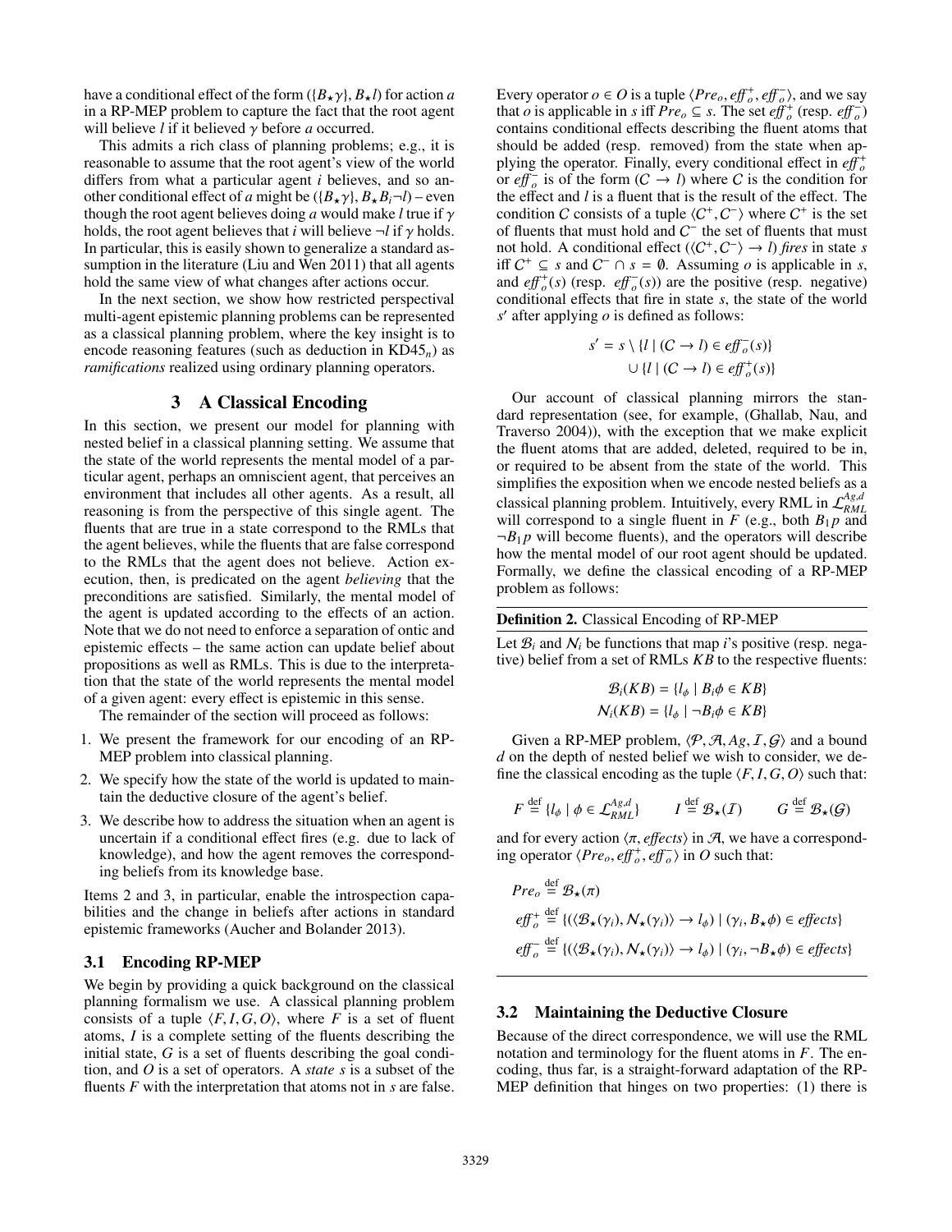have a conditional effect of the form $(\{B_\star \gamma\}, B_\star l)$ for action $a$ in a RP-MEP problem to capture the fact that the root agent will believe $l$ if it believed $\gamma$ before $a$ occurred.

This admits a rich class of planning problems; e.g., it is reasonable to assume that the root agent's view of the world differs from what a particular agent $i$ believes, and so another conditional effect of $a$ might be $(\{B_\star \gamma\}, B_\star B_i \neg l)$ – even though the root agent believes doing $a$ would make $l$ true if $\gamma$ holds, the root agent believes that $i$ will believe $\neg l$ if $\gamma$ holds. In particular, this is easily shown to generalize a standard assumption in the literature (Liu and Wen 2011) that all agents hold the same view of what changes after actions occur.

In the next section, we show how restricted perspectival multi-agent epistemic planning problems can be represented as a classical planning problem, where the key insight is to encode reasoning features (such as deduction in $KD45_n$) as *ramifications* realized using ordinary planning operators.

## 3 A Classical Encoding

In this section, we present our model for planning with nested belief in a classical planning setting. We assume that the state of the world represents the mental model of a particular agent, perhaps an omniscient agent, that perceives an environment that includes all other agents. As a result, all reasoning is from the perspective of this single agent. The fluents that are true in a state correspond to the RMLs that the agent believes, while the fluents that are false correspond to the RMLs that the agent does not believe. Action execution, then, is predicated on the agent *believing* that the preconditions are satisfied. Similarly, the mental model of the agent is updated according to the effects of an action. Note that we do not need to enforce a separation of ontic and epistemic effects – the same action can update belief about propositions as well as RMLs. This is due to the interpretation that the state of the world represents the mental model of a given agent: every effect is epistemic in this sense.

The remainder of the section will proceed as follows:

1. We present the framework for our encoding of an RP-MEP problem into classical planning.
2. We specify how the state of the world is updated to maintain the deductive closure of the agent's belief.
3. We describe how to address the situation when an agent is uncertain if a conditional effect fires (e.g. due to lack of knowledge), and how the agent removes the corresponding beliefs from its knowledge base.

Items 2 and 3, in particular, enable the introspection capabilities and the change in beliefs after actions in standard epistemic frameworks (Aucher and Bolander 2013).

### 3.1 Encoding RP-MEP

We begin by providing a quick background on the classical planning formalism we use. A classical planning problem consists of a tuple $\langle F, I, G, O \rangle$, where $F$ is a set of fluent atoms, $I$ is a complete setting of the fluents describing the initial state, $G$ is a set of fluents describing the goal condition, and $O$ is a set of operators. A *state* $s$ is a subset of the fluents $F$ with the interpretation that atoms not in $s$ are false. Every operator $o \in O$ is a tuple $\langle Pre_o, eff_o^+, eff_o^- \rangle$, and we say that $o$ is applicable in $s$ iff $Pre_o \subseteq s$. The set $eff_o^+$ (resp. $eff_o^-$) contains conditional effects describing the fluent atoms that should be added (resp. removed) from the state when applying the operator. Finally, every conditional effect in $eff_o^+$ or $eff_o^-$ is of the form $(C \rightarrow l)$ where $C$ is the condition for the effect and $l$ is a fluent that is the result of the effect. The condition $C$ consists of a tuple $\langle C^+, C^- \rangle$ where $C^+$ is the set of fluents that must hold and $C^-$ the set of fluents that must not hold. A conditional effect $(\langle C^+, C^- \rangle \rightarrow l)$ *fires* in state $s$ iff $C^+ \subseteq s$ and $C^- \cap s = \emptyset$. Assuming $o$ is applicable in $s$, and $eff_o^+(s)$ (resp. $eff_o^-(s)$) are the positive (resp. negative) conditional effects that fire in state $s$, the state of the world $s'$ after applying $o$ is defined as follows:

$$s' = s \setminus \{l \mid (C \rightarrow l) \in eff_o^-(s)\} \cup \{l \mid (C \rightarrow l) \in eff_o^+(s)\}$$

Our account of classical planning mirrors the standard representation (see, for example, (Ghallab, Nau, and Traverso 2004)), with the exception that we make explicit the fluent atoms that are added, deleted, required to be in, or required to be absent from the state of the world. This simplifies the exposition when we encode nested beliefs as a classical planning problem. Intuitively, every RML in $\mathcal{L}_{RML}^{Ag,d}$ will correspond to a single fluent in $F$ (e.g., both $B_1 p$ and $\neg B_1 p$ will become fluents), and the operators will describe how the mental model of our root agent should be updated. Formally, we define the classical encoding of a RP-MEP problem as follows:

---

**Definition 2.** Classical Encoding of RP-MEP

Let $\mathcal{B}_i$ and $\mathcal{N}_i$ be functions that map $i$'s positive (resp. negative) belief from a set of RMLs $KB$ to the respective fluents:

$$\mathcal{B}_i(KB) = \{l_\phi \mid B_i \phi \in KB\}$$
$$\mathcal{N}_i(KB) = \{l_\phi \mid \neg B_i \phi \in KB\}$$

Given a RP-MEP problem, $\langle \mathcal{P}, \mathcal{A}, Ag, \mathcal{I}, \mathcal{G} \rangle$ and a bound $d$ on the depth of nested belief we wish to consider, we define the classical encoding as the tuple $\langle F, I, G, O \rangle$ such that:

$$F \stackrel{\text{def}}{=} \{l_\phi \mid \phi \in \mathcal{L}_{RML}^{Ag,d}\} \qquad I \stackrel{\text{def}}{=} \mathcal{B}_\star(\mathcal{I}) \qquad G \stackrel{\text{def}}{=} \mathcal{B}_\star(\mathcal{G})$$

and for every action $\langle \pi, effects \rangle$ in $\mathcal{A}$, we have a corresponding operator $\langle Pre_o, eff_o^+, eff_o^- \rangle$ in $O$ such that:

$$Pre_o \stackrel{\text{def}}{=} \mathcal{B}_\star(\pi)$$
$$eff_o^+ \stackrel{\text{def}}{=} \{(\langle \mathcal{B}_\star(\gamma_i), \mathcal{N}_\star(\gamma_i) \rangle \rightarrow l_\phi) \mid (\gamma_i, B_\star \phi) \in effects\}$$
$$eff_o^- \stackrel{\text{def}}{=} \{(\langle \mathcal{B}_\star(\gamma_i), \mathcal{N}_\star(\gamma_i) \rangle \rightarrow l_\phi) \mid (\gamma_i, \neg B_\star \phi) \in effects\}$$

---

### 3.2 Maintaining the Deductive Closure

Because of the direct correspondence, we will use the RML notation and terminology for the fluent atoms in $F$. The encoding, thus far, is a straight-forward adaptation of the RP-MEP definition that hinges on two properties: (1) there is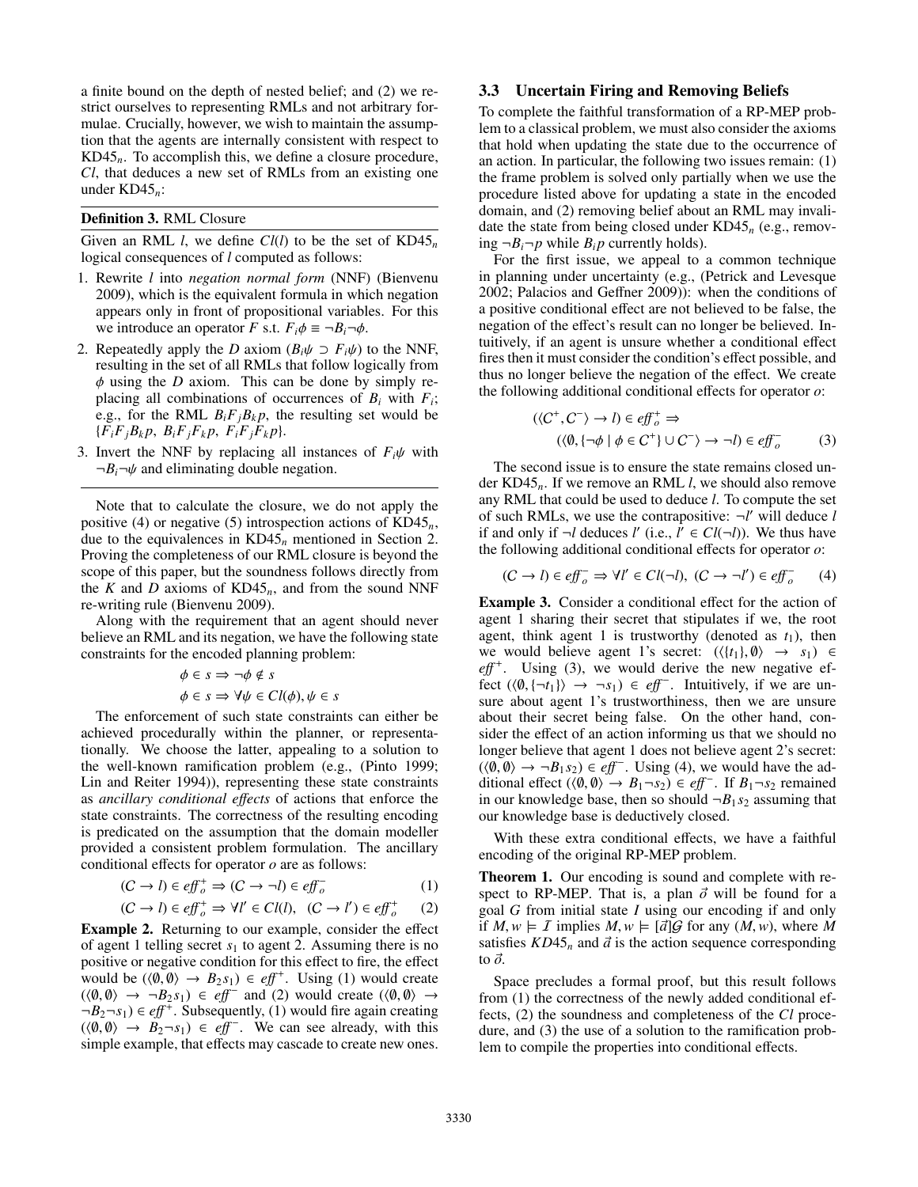a finite bound on the depth of nested belief; and (2) we restrict ourselves to representing RMLs and not arbitrary formulae. Crucially, however, we wish to maintain the assumption that the agents are internally consistent with respect to $KD45_n$. To accomplish this, we define a closure procedure, $Cl$, that deduces a new set of RMLs from an existing one under $KD45_n$:

**Definition 3.** RML Closure

Given an RML $l$, we define $Cl(l)$ to be the set of $KD45_n$ logical consequences of $l$ computed as follows:

1. Rewrite $l$ into *negation normal form* (NNF) (Bienvenu 2009), which is the equivalent formula in which negation appears only in front of propositional variables. For this we introduce an operator $F$ s.t. $F_i\phi \equiv \neg B_i \neg \phi$.
2. Repeatedly apply the $D$ axiom ($B_i\psi \supset F_i\psi$) to the NNF, resulting in the set of all RMLs that follow logically from $\phi$ using the $D$ axiom. This can be done by simply replacing all combinations of occurrences of $B_i$ with $F_i$; e.g., for the RML $B_iF_jB_kp$, the resulting set would be $\{F_iF_jB_kp,\ B_iF_jF_kp,\ F_iF_jF_kp\}$.
3. Invert the NNF by replacing all instances of $F_i\psi$ with $\neg B_i \neg \psi$ and eliminating double negation.

Note that to calculate the closure, we do not apply the positive (4) or negative (5) introspection actions of $KD45_n$, due to the equivalences in $KD45_n$ mentioned in Section 2. Proving the completeness of our RML closure is beyond the scope of this paper, but the soundness follows directly from the $K$ and $D$ axioms of $KD45_n$, and from the sound NNF re-writing rule (Bienvenu 2009).

Along with the requirement that an agent should never believe an RML and its negation, we have the following state constraints for the encoded planning problem:

$$\phi \in s \Rightarrow \neg\phi \notin s$$
$$\phi \in s \Rightarrow \forall \psi \in Cl(\phi), \psi \in s$$

The enforcement of such state constraints can either be achieved procedurally within the planner, or representationally. We choose the latter, appealing to a solution to the well-known ramification problem (e.g., (Pinto 1999; Lin and Reiter 1994)), representing these state constraints as *ancillary conditional effects* of actions that enforce the state constraints. The correctness of the resulting encoding is predicated on the assumption that the domain modeller provided a consistent problem formulation. The ancillary conditional effects for operator $o$ are as follows:

$$(C \rightarrow l) \in \mathit{eff}^+_o \Rightarrow (C \rightarrow \neg l) \in \mathit{eff}^-_o \quad (1)$$

$$(C \rightarrow l) \in \mathit{eff}^+_o \Rightarrow \forall l' \in Cl(l),\ (C \rightarrow l') \in \mathit{eff}^+_o \quad (2)$$

**Example 2.** Returning to our example, consider the effect of agent 1 telling secret $s_1$ to agent 2. Assuming there is no positive or negative condition for this effect to fire, the effect would be $(\langle \emptyset, \emptyset \rangle \rightarrow B_2 s_1) \in \mathit{eff}^+$. Using (1) would create $(\langle \emptyset, \emptyset \rangle \rightarrow \neg B_2 s_1) \in \mathit{eff}^-$ and (2) would create $(\langle \emptyset, \emptyset \rangle \rightarrow \neg B_2 \neg s_1) \in \mathit{eff}^+$. Subsequently, (1) would fire again creating $(\langle \emptyset, \emptyset \rangle \rightarrow B_2 \neg s_1) \in \mathit{eff}^-$. We can see already, with this simple example, that effects may cascade to create new ones.

### 3.3 Uncertain Firing and Removing Beliefs

To complete the faithful transformation of a RP-MEP problem to a classical problem, we must also consider the axioms that hold when updating the state due to the occurrence of an action. In particular, the following two issues remain: (1) the frame problem is solved only partially when we use the procedure listed above for updating a state in the encoded domain, and (2) removing belief about an RML may invalidate the state from being closed under $KD45_n$ (e.g., removing $\neg B_i \neg p$ while $B_i p$ currently holds).

For the first issue, we appeal to a common technique in planning under uncertainty (e.g., (Petrick and Levesque 2002; Palacios and Geffner 2009)): when the conditions of a positive conditional effect are not believed to be false, the negation of the effect's result can no longer be believed. Intuitively, if an agent is unsure whether a conditional effect fires then it must consider the condition's effect possible, and thus no longer believe the negation of the effect. We create the following additional conditional effects for operator $o$:

$$(\langle C^+, C^- \rangle \rightarrow l) \in \mathit{eff}^+_o \Rightarrow$$
$$(\langle \emptyset, \{\neg\phi \mid \phi \in C^+\} \cup C^- \rangle \rightarrow \neg l) \in \mathit{eff}^-_o \quad (3)$$

The second issue is to ensure the state remains closed under $KD45_n$. If we remove an RML $l$, we should also remove any RML that could be used to deduce $l$. To compute the set of such RMLs, we use the contrapositive: $\neg l'$ will deduce $l$ if and only if $\neg l$ deduces $l'$ (i.e., $l' \in Cl(\neg l)$). We thus have the following additional conditional effects for operator $o$:

$$(C \rightarrow l) \in \mathit{eff}^-_o \Rightarrow \forall l' \in Cl(\neg l),\ (C \rightarrow \neg l') \in \mathit{eff}^-_o \quad (4)$$

**Example 3.** Consider a conditional effect for the action of agent 1 sharing their secret that stipulates if we, the root agent, think agent 1 is trustworthy (denoted as $t_1$), then we would believe agent 1's secret: $(\langle \{t_1\}, \emptyset \rangle \rightarrow s_1) \in \mathit{eff}^+$. Using (3), we would derive the new negative effect $(\langle \emptyset, \{\neg t_1\} \rangle \rightarrow \neg s_1) \in \mathit{eff}^-$. Intuitively, if we are unsure about agent 1's trustworthiness, then we are unsure about their secret being false. On the other hand, consider the effect of an action informing us that we should no longer believe that agent 1 does not believe agent 2's secret: $(\langle \emptyset, \emptyset \rangle \rightarrow \neg B_1 s_2) \in \mathit{eff}^-$. Using (4), we would have the additional effect $(\langle \emptyset, \emptyset \rangle \rightarrow B_1 \neg s_2) \in \mathit{eff}^-$. If $B_1 \neg s_2$ remained in our knowledge base, then so should $\neg B_1 s_2$ assuming that our knowledge base is deductively closed.

With these extra conditional effects, we have a faithful encoding of the original RP-MEP problem.

**Theorem 1.** *Our encoding is sound and complete with respect to RP-MEP. That is, a plan $\vec{o}$ will be found for a goal $G$ from initial state $I$ using our encoding if and only if $M, w \models \mathcal{I}$ implies $M, w \models [\vec{a}]\mathcal{G}$ for any $(M, w)$, where $M$ satisfies $KD45_n$ and $\vec{a}$ is the action sequence corresponding to $\vec{o}$.*

Space precludes a formal proof, but this result follows from (1) the correctness of the newly added conditional effects, (2) the soundness and completeness of the $Cl$ procedure, and (3) the use of a solution to the ramification problem to compile the properties into conditional effects.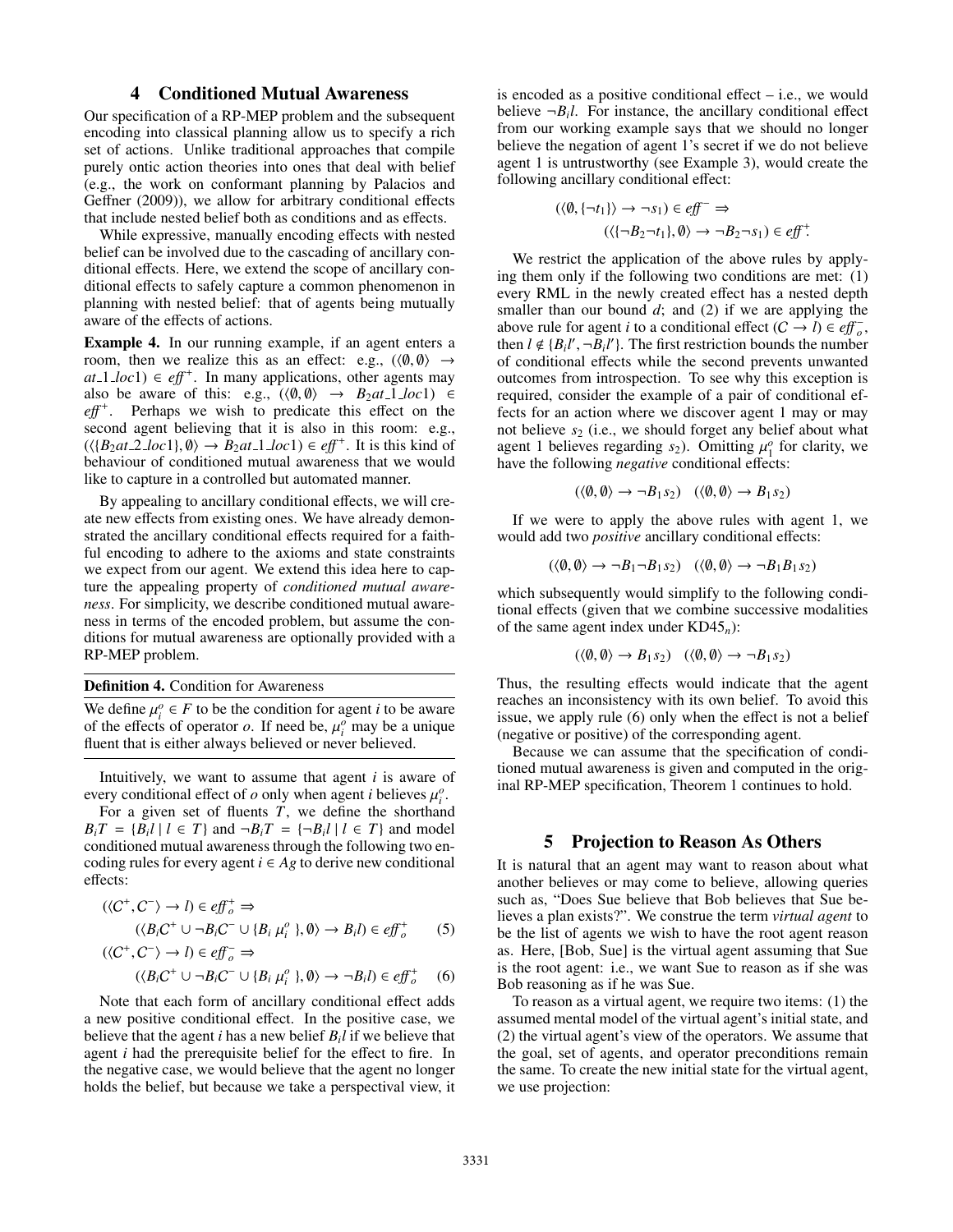## 4 Conditioned Mutual Awareness

Our specification of a RP-MEP problem and the subsequent encoding into classical planning allow us to specify a rich set of actions. Unlike traditional approaches that compile purely ontic action theories into ones that deal with belief (e.g., the work on conformant planning by Palacios and Geffner (2009)), we allow for arbitrary conditional effects that include nested belief both as conditions and as effects.

While expressive, manually encoding effects with nested belief can be involved due to the cascading of ancillary conditional effects. Here, we extend the scope of ancillary conditional effects to safely capture a common phenomenon in planning with nested belief: that of agents being mutually aware of the effects of actions.

**Example 4.** In our running example, if an agent enters a room, then we realize this as an effect: e.g., $(\langle\emptyset, \emptyset\rangle \rightarrow at\_1\_loc1) \in \mathit{eff}^+$. In many applications, other agents may also be aware of this: e.g., $(\langle\emptyset, \emptyset\rangle \rightarrow B_2 at\_1\_loc1) \in \mathit{eff}^+$. Perhaps we wish to predicate this effect on the second agent believing that it is also in this room: e.g., $(\langle\{B_2 at\_2\_loc1\}, \emptyset\rangle \rightarrow B_2 at\_1\_loc1) \in \mathit{eff}^+$. It is this kind of behaviour of conditioned mutual awareness that we would like to capture in a controlled but automated manner.

By appealing to ancillary conditional effects, we will create new effects from existing ones. We have already demonstrated the ancillary conditional effects required for a faithful encoding to adhere to the axioms and state constraints we expect from our agent. We extend this idea here to capture the appealing property of *conditioned mutual awareness*. For simplicity, we describe conditioned mutual awareness in terms of the encoded problem, but assume the conditions for mutual awareness are optionally provided with a RP-MEP problem.

**Definition 4.** Condition for Awareness

We define $\mu_i^o \in F$ to be the condition for agent $i$ to be aware of the effects of operator $o$. If need be, $\mu_i^o$ may be a unique fluent that is either always believed or never believed.

Intuitively, we want to assume that agent $i$ is aware of every conditional effect of $o$ only when agent $i$ believes $\mu_i^o$.

For a given set of fluents $T$, we define the shorthand $B_i T = \{B_i l \mid l \in T\}$ and $\neg B_i T = \{\neg B_i l \mid l \in T\}$ and model conditioned mutual awareness through the following two encoding rules for every agent $i \in Ag$ to derive new conditional effects:

$$(\langle C^+, C^- \rangle \rightarrow l) \in \mathit{eff}_o^+ \Rightarrow$$
$$(\langle B_i C^+ \cup \neg B_i C^- \cup \{B_i\ \mu_i^o\}, \emptyset\rangle \rightarrow B_i l) \in \mathit{eff}_o^+ \quad (5)$$
$$(\langle C^+, C^- \rangle \rightarrow l) \in \mathit{eff}_o^- \Rightarrow$$
$$(\langle B_i C^+ \cup \neg B_i C^- \cup \{B_i\ \mu_i^o\}, \emptyset\rangle \rightarrow \neg B_i l) \in \mathit{eff}_o^+ \quad (6)$$

Note that each form of ancillary conditional effect adds a new positive conditional effect. In the positive case, we believe that the agent $i$ has a new belief $B_i l$ if we believe that agent $i$ had the prerequisite belief for the effect to fire. In the negative case, we would believe that the agent no longer holds the belief, but because we take a perspectival view, it is encoded as a positive conditional effect – i.e., we would believe $\neg B_i l$. For instance, the ancillary conditional effect from our working example says that we should no longer believe the negation of agent 1's secret if we do not believe agent 1 is untrustworthy (see Example 3), would create the following ancillary conditional effect:

$$(\langle\emptyset, \{\neg t_1\}\rangle \rightarrow \neg s_1) \in \mathit{eff}^- \Rightarrow$$
$$(\langle\{\neg B_2 \neg t_1\}, \emptyset\rangle \rightarrow \neg B_2 \neg s_1) \in \mathit{eff}^+.$$

We restrict the application of the above rules by applying them only if the following two conditions are met: (1) every RML in the newly created effect has a nested depth smaller than our bound $d$; and (2) if we are applying the above rule for agent $i$ to a conditional effect $(C \rightarrow l) \in \mathit{eff}_o^-$, then $l \notin \{B_i l', \neg B_i l'\}$. The first restriction bounds the number of conditional effects while the second prevents unwanted outcomes from introspection. To see why this exception is required, consider the example of a pair of conditional effects for an action where we discover agent 1 may or may not believe $s_2$ (i.e., we should forget any belief about what agent 1 believes regarding $s_2$). Omitting $\mu_1^o$ for clarity, we have the following *negative* conditional effects:

$$(\langle\emptyset, \emptyset\rangle \rightarrow \neg B_1 s_2) \quad (\langle\emptyset, \emptyset\rangle \rightarrow B_1 s_2)$$

If we were to apply the above rules with agent 1, we would add two *positive* ancillary conditional effects:

$$(\langle\emptyset, \emptyset\rangle \rightarrow \neg B_1 \neg B_1 s_2) \quad (\langle\emptyset, \emptyset\rangle \rightarrow \neg B_1 B_1 s_2)$$

which subsequently would simplify to the following conditional effects (given that we combine successive modalities of the same agent index under $\mathrm{KD45}_n$):

$$(\langle\emptyset, \emptyset\rangle \rightarrow B_1 s_2) \quad (\langle\emptyset, \emptyset\rangle \rightarrow \neg B_1 s_2)$$

Thus, the resulting effects would indicate that the agent reaches an inconsistency with its own belief. To avoid this issue, we apply rule (6) only when the effect is not a belief (negative or positive) of the corresponding agent.

Because we can assume that the specification of conditioned mutual awareness is given and computed in the original RP-MEP specification, Theorem 1 continues to hold.

## 5 Projection to Reason As Others

It is natural that an agent may want to reason about what another believes or may come to believe, allowing queries such as, "Does Sue believe that Bob believes that Sue believes a plan exists?". We construe the term *virtual agent* to be the list of agents we wish to have the root agent reason as. Here, [Bob, Sue] is the virtual agent assuming that Sue is the root agent: i.e., we want Sue to reason as if she was Bob reasoning as if he was Sue.

To reason as a virtual agent, we require two items: (1) the assumed mental model of the virtual agent's initial state, and (2) the virtual agent's view of the operators. We assume that the goal, set of agents, and operator preconditions remain the same. To create the new initial state for the virtual agent, we use projection: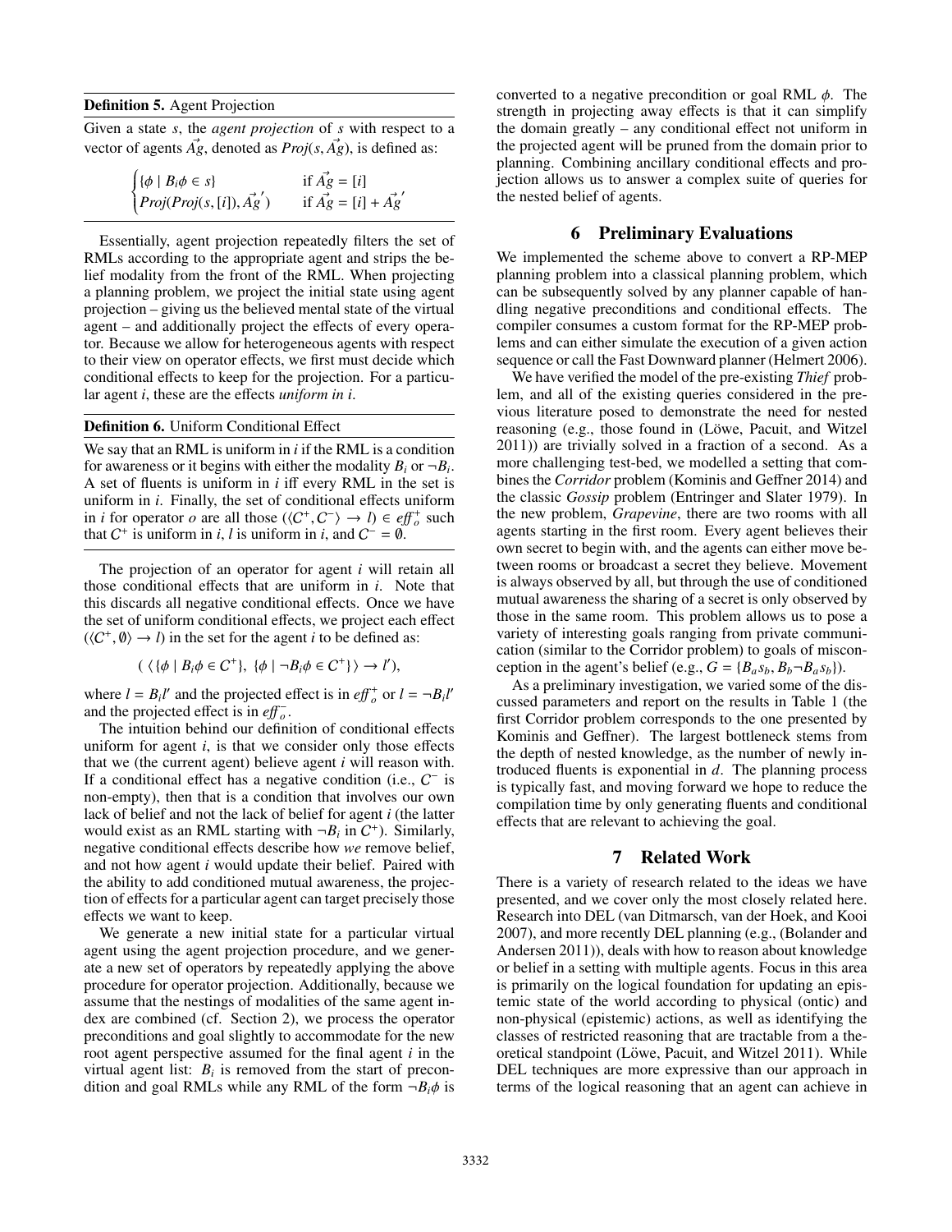**Definition 5.** Agent Projection

Given a state $s$, the *agent projection* of $s$ with respect to a vector of agents $\vec{Ag}$, denoted as $Proj(s, \vec{Ag})$, is defined as:

$$\begin{cases} \{\phi \mid B_i\phi \in s\} & \text{if } \vec{Ag} = [i] \\ Proj(Proj(s, [i]), \vec{Ag}') & \text{if } \vec{Ag} = [i] + \vec{Ag}' \end{cases}$$

Essentially, agent projection repeatedly filters the set of RMLs according to the appropriate agent and strips the belief modality from the front of the RML. When projecting a planning problem, we project the initial state using agent projection – giving us the believed mental state of the virtual agent – and additionally project the effects of every operator. Because we allow for heterogeneous agents with respect to their view on operator effects, we first must decide which conditional effects to keep for the projection. For a particular agent $i$, these are the effects *uniform in i*.

**Definition 6.** Uniform Conditional Effect

We say that an RML is uniform in $i$ if the RML is a condition for awareness or it begins with either the modality $B_i$ or $\neg B_i$. A set of fluents is uniform in $i$ iff every RML in the set is uniform in $i$. Finally, the set of conditional effects uniform in $i$ for operator $o$ are all those $(\langle C^+, C^- \rangle \rightarrow l) \in \mathit{eff}_o^+$ such that $C^+$ is uniform in $i$, $l$ is uniform in $i$, and $C^- = \emptyset$.

The projection of an operator for agent $i$ will retain all those conditional effects that are uniform in $i$. Note that this discards all negative conditional effects. Once we have the set of uniform conditional effects, we project each effect $(\langle C^+, \emptyset \rangle \rightarrow l)$ in the set for the agent $i$ to be defined as:

$$(\ \langle \{\phi \mid B_i\phi \in C^+\},\ \{\phi \mid \neg B_i\phi \in C^+\} \rangle \rightarrow l'),$$

where $l = B_i l'$ and the projected effect is in $\mathit{eff}_o^+$ or $l = \neg B_i l'$ and the projected effect is in $\mathit{eff}_o^-$.

The intuition behind our definition of conditional effects uniform for agent $i$, is that we consider only those effects that we (the current agent) believe agent $i$ will reason with. If a conditional effect has a negative condition (i.e., $C^-$ is non-empty), then that is a condition that involves our own lack of belief and not the lack of belief for agent $i$ (the latter would exist as an RML starting with $\neg B_i$ in $C^+$). Similarly, negative conditional effects describe how *we* remove belief, and not how agent $i$ would update their belief. Paired with the ability to add conditioned mutual awareness, the projection of effects for a particular agent can target precisely those effects we want to keep.

We generate a new initial state for a particular virtual agent using the agent projection procedure, and we generate a new set of operators by repeatedly applying the above procedure for operator projection. Additionally, because we assume that the nestings of modalities of the same agent index are combined (cf. Section 2), we process the operator preconditions and goal slightly to accommodate for the new root agent perspective assumed for the final agent $i$ in the virtual agent list: $B_i$ is removed from the start of precondition and goal RMLs while any RML of the form $\neg B_i\phi$ is converted to a negative precondition or goal RML $\phi$. The strength in projecting away effects is that it can simplify the domain greatly – any conditional effect not uniform in the projected agent will be pruned from the domain prior to planning. Combining ancillary conditional effects and projection allows us to answer a complex suite of queries for the nested belief of agents.

## 6 Preliminary Evaluations

We implemented the scheme above to convert a RP-MEP planning problem into a classical planning problem, which can be subsequently solved by any planner capable of handling negative preconditions and conditional effects. The compiler consumes a custom format for the RP-MEP problems and can either simulate the execution of a given action sequence or call the Fast Downward planner (Helmert 2006).

We have verified the model of the pre-existing *Thief* problem, and all of the existing queries considered in the previous literature posed to demonstrate the need for nested reasoning (e.g., those found in (Löwe, Pacuit, and Witzel 2011)) are trivially solved in a fraction of a second. As a more challenging test-bed, we modelled a setting that combines the *Corridor* problem (Kominis and Geffner 2014) and the classic *Gossip* problem (Entringer and Slater 1979). In the new problem, *Grapevine*, there are two rooms with all agents starting in the first room. Every agent believes their own secret to begin with, and the agents can either move between rooms or broadcast a secret they believe. Movement is always observed by all, but through the use of conditioned mutual awareness the sharing of a secret is only observed by those in the same room. This problem allows us to pose a variety of interesting goals ranging from private communication (similar to the Corridor problem) to goals of misconception in the agent's belief (e.g., $G = \{B_a s_b, B_b \neg B_a s_b\}$).

As a preliminary investigation, we varied some of the discussed parameters and report on the results in Table 1 (the first Corridor problem corresponds to the one presented by Kominis and Geffner). The largest bottleneck stems from the depth of nested knowledge, as the number of newly introduced fluents is exponential in $d$. The planning process is typically fast, and moving forward we hope to reduce the compilation time by only generating fluents and conditional effects that are relevant to achieving the goal.

## 7 Related Work

There is a variety of research related to the ideas we have presented, and we cover only the most closely related here. Research into DEL (van Ditmarsch, van der Hoek, and Kooi 2007), and more recently DEL planning (e.g., (Bolander and Andersen 2011)), deals with how to reason about knowledge or belief in a setting with multiple agents. Focus in this area is primarily on the logical foundation for updating an epistemic state of the world according to physical (ontic) and non-physical (epistemic) actions, as well as identifying the classes of restricted reasoning that are tractable from a theoretical standpoint (Löwe, Pacuit, and Witzel 2011). While DEL techniques are more expressive than our approach in terms of the logical reasoning that an agent can achieve in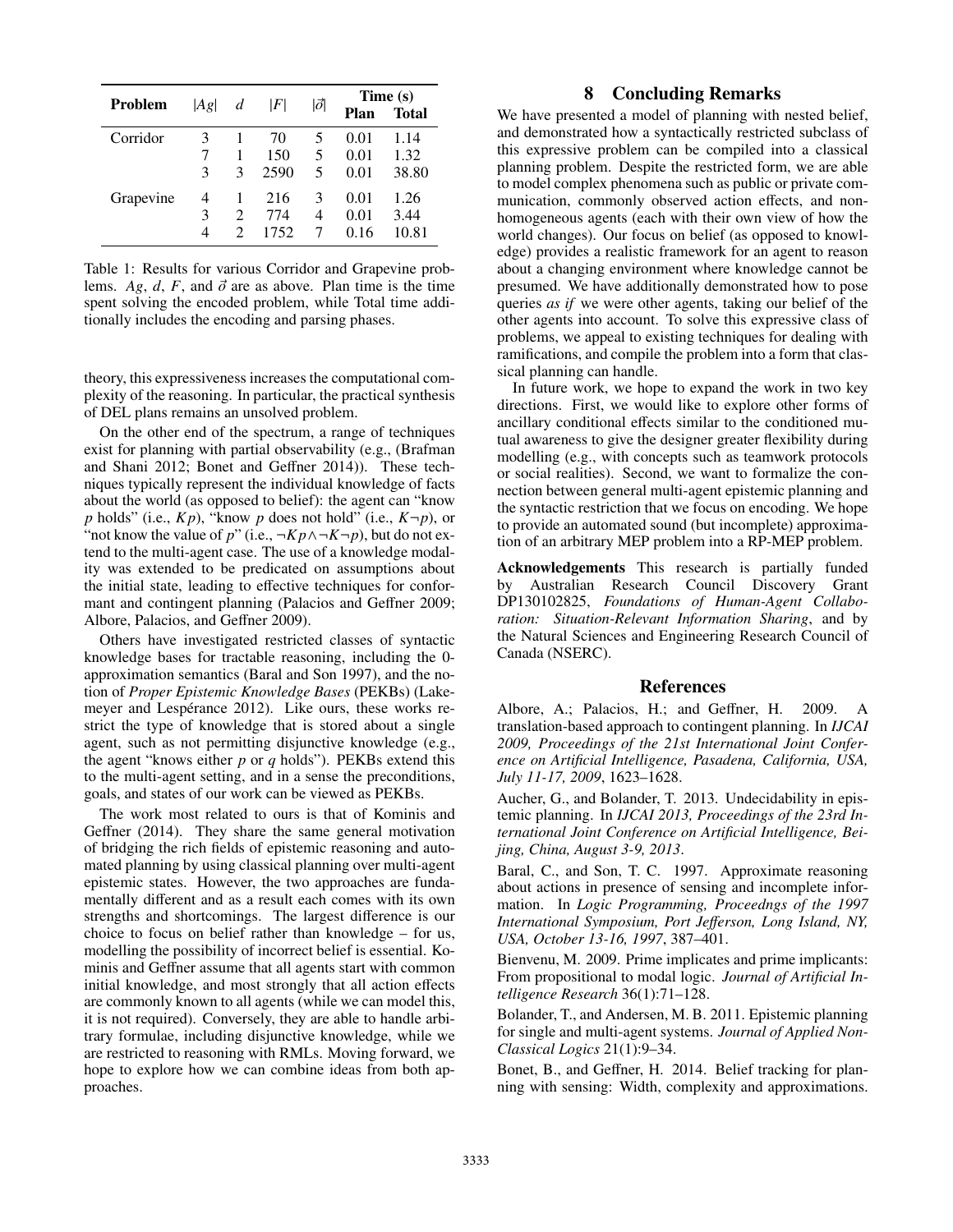| Problem | $\|Ag\|$ | $d$ | $\|F\|$ | $\|\vec{o}\|$ | Time (s) | |
|---|---|---|---|---|---|---|
| | | | | | Plan | Total |
| Corridor | 3 | 1 | 70 | 5 | 0.01 | 1.14 |
| | 7 | 1 | 150 | 5 | 0.01 | 1.32 |
| | 3 | 3 | 2590 | 5 | 0.01 | 38.80 |
| Grapevine | 4 | 1 | 216 | 3 | 0.01 | 1.26 |
| | 3 | 2 | 774 | 4 | 0.01 | 3.44 |
| | 4 | 2 | 1752 | 7 | 0.16 | 10.81 |

Table 1: Results for various Corridor and Grapevine problems. $Ag$, $d$, $F$, and $\vec{o}$ are as above. Plan time is the time spent solving the encoded problem, while Total time additionally includes the encoding and parsing phases.

theory, this expressiveness increases the computational complexity of the reasoning. In particular, the practical synthesis of DEL plans remains an unsolved problem.

On the other end of the spectrum, a range of techniques exist for planning with partial observability (e.g., (Brafman and Shani 2012; Bonet and Geffner 2014)). These techniques typically represent the individual knowledge of facts about the world (as opposed to belief): the agent can "know $p$ holds" (i.e., $Kp$), "know $p$ does not hold" (i.e., $K\neg p$), or "not know the value of $p$" (i.e., $\neg Kp \wedge \neg K \neg p$), but do not extend to the multi-agent case. The use of a knowledge modality was extended to be predicated on assumptions about the initial state, leading to effective techniques for conformant and contingent planning (Palacios and Geffner 2009; Albore, Palacios, and Geffner 2009).

Others have investigated restricted classes of syntactic knowledge bases for tractable reasoning, including the 0-approximation semantics (Baral and Son 1997), and the notion of *Proper Epistemic Knowledge Bases* (PEKBs) (Lakemeyer and Lespérance 2012). Like ours, these works restrict the type of knowledge that is stored about a single agent, such as not permitting disjunctive knowledge (e.g., the agent "knows either $p$ or $q$ holds"). PEKBs extend this to the multi-agent setting, and in a sense the preconditions, goals, and states of our work can be viewed as PEKBs.

The work most related to ours is that of Kominis and Geffner (2014). They share the same general motivation of bridging the rich fields of epistemic reasoning and automated planning by using classical planning over multi-agent epistemic states. However, the two approaches are fundamentally different and as a result each comes with its own strengths and shortcomings. The largest difference is our choice to focus on belief rather than knowledge – for us, modelling the possibility of incorrect belief is essential. Kominis and Geffner assume that all agents start with common initial knowledge, and most strongly that all action effects are commonly known to all agents (while we can model this, it is not required). Conversely, they are able to handle arbitrary formulae, including disjunctive knowledge, while we are restricted to reasoning with RMLs. Moving forward, we hope to explore how we can combine ideas from both approaches.

## 8 Concluding Remarks

We have presented a model of planning with nested belief, and demonstrated how a syntactically restricted subclass of this expressive problem can be compiled into a classical planning problem. Despite the restricted form, we are able to model complex phenomena such as public or private communication, commonly observed action effects, and non-homogeneous agents (each with their own view of how the world changes). Our focus on belief (as opposed to knowledge) provides a realistic framework for an agent to reason about a changing environment where knowledge cannot be presumed. We have additionally demonstrated how to pose queries *as if* we were other agents, taking our belief of the other agents into account. To solve this expressive class of problems, we appeal to existing techniques for dealing with ramifications, and compile the problem into a form that classical planning can handle.

In future work, we hope to expand the work in two key directions. First, we would like to explore other forms of ancillary conditional effects similar to the conditioned mutual awareness to give the designer greater flexibility during modelling (e.g., with concepts such as teamwork protocols or social realities). Second, we want to formalize the connection between general multi-agent epistemic planning and the syntactic restriction that we focus on encoding. We hope to provide an automated sound (but incomplete) approximation of an arbitrary MEP problem into a RP-MEP problem.

**Acknowledgements** This research is partially funded by Australian Research Council Discovery Grant DP130102825, *Foundations of Human-Agent Collaboration: Situation-Relevant Information Sharing*, and by the Natural Sciences and Engineering Research Council of Canada (NSERC).

## References

Albore, A.; Palacios, H.; and Geffner, H. 2009. A translation-based approach to contingent planning. In *IJCAI 2009, Proceedings of the 21st International Joint Conference on Artificial Intelligence, Pasadena, California, USA, July 11-17, 2009*, 1623–1628.

Aucher, G., and Bolander, T. 2013. Undecidability in epistemic planning. In *IJCAI 2013, Proceedings of the 23rd International Joint Conference on Artificial Intelligence, Beijing, China, August 3-9, 2013*.

Baral, C., and Son, T. C. 1997. Approximate reasoning about actions in presence of sensing and incomplete information. In *Logic Programming, Proceedngs of the 1997 International Symposium, Port Jefferson, Long Island, NY, USA, October 13-16, 1997*, 387–401.

Bienvenu, M. 2009. Prime implicates and prime implicants: From propositional to modal logic. *Journal of Artificial Intelligence Research* 36(1):71–128.

Bolander, T., and Andersen, M. B. 2011. Epistemic planning for single and multi-agent systems. *Journal of Applied Non-Classical Logics* 21(1):9–34.

Bonet, B., and Geffner, H. 2014. Belief tracking for planning with sensing: Width, complexity and approximations.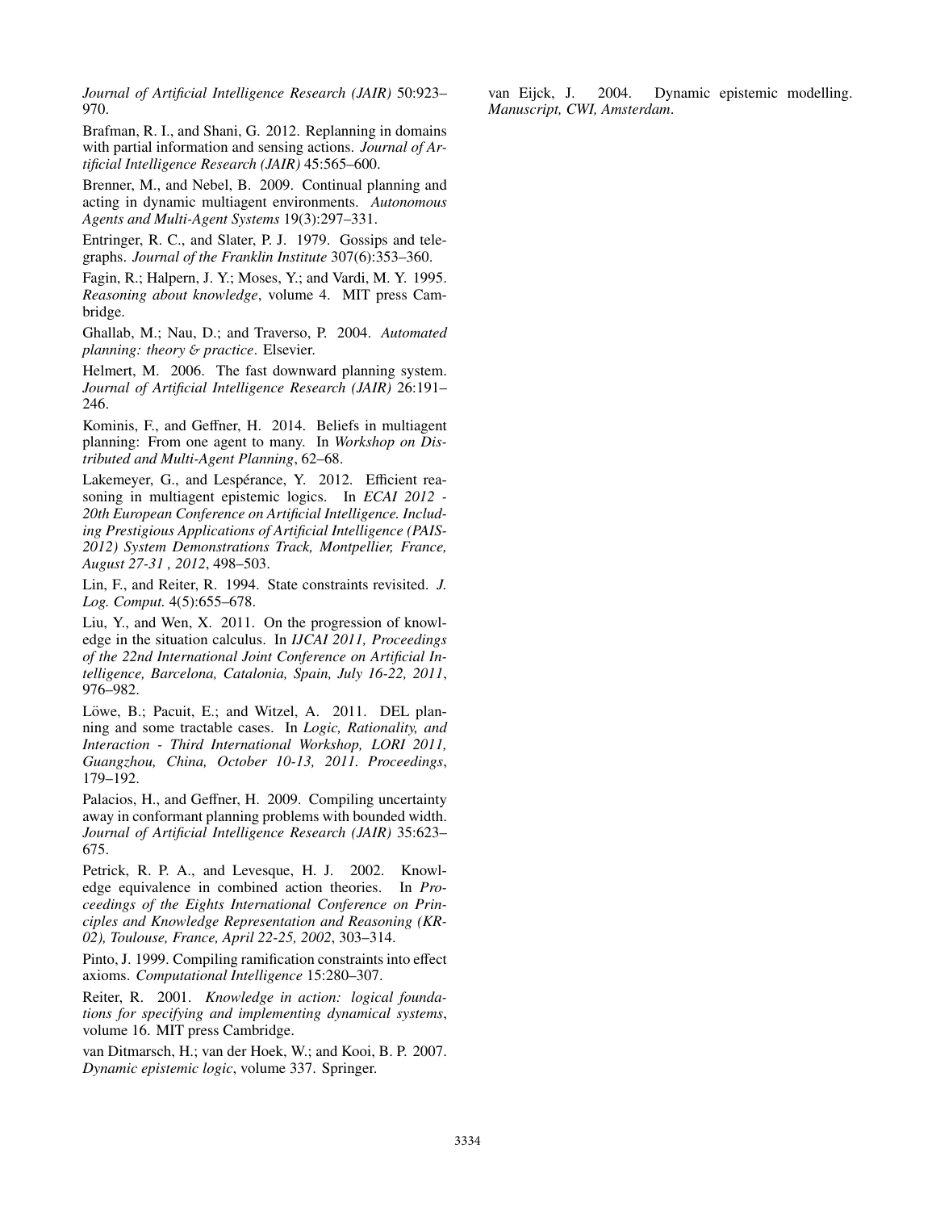*Journal of Artificial Intelligence Research (JAIR)* 50:923–970.

Brafman, R. I., and Shani, G. 2012. Replanning in domains with partial information and sensing actions. *Journal of Artificial Intelligence Research (JAIR)* 45:565–600.

Brenner, M., and Nebel, B. 2009. Continual planning and acting in dynamic multiagent environments. *Autonomous Agents and Multi-Agent Systems* 19(3):297–331.

Entringer, R. C., and Slater, P. J. 1979. Gossips and telegraphs. *Journal of the Franklin Institute* 307(6):353–360.

Fagin, R.; Halpern, J. Y.; Moses, Y.; and Vardi, M. Y. 1995. *Reasoning about knowledge*, volume 4. MIT press Cambridge.

Ghallab, M.; Nau, D.; and Traverso, P. 2004. *Automated planning: theory & practice*. Elsevier.

Helmert, M. 2006. The fast downward planning system. *Journal of Artificial Intelligence Research (JAIR)* 26:191–246.

Kominis, F., and Geffner, H. 2014. Beliefs in multiagent planning: From one agent to many. In *Workshop on Distributed and Multi-Agent Planning*, 62–68.

Lakemeyer, G., and Lespérance, Y. 2012. Efficient reasoning in multiagent epistemic logics. In *ECAI 2012 - 20th European Conference on Artificial Intelligence. Including Prestigious Applications of Artificial Intelligence (PAIS-2012) System Demonstrations Track, Montpellier, France, August 27-31 , 2012*, 498–503.

Lin, F., and Reiter, R. 1994. State constraints revisited. *J. Log. Comput.* 4(5):655–678.

Liu, Y., and Wen, X. 2011. On the progression of knowledge in the situation calculus. In *IJCAI 2011, Proceedings of the 22nd International Joint Conference on Artificial Intelligence, Barcelona, Catalonia, Spain, July 16-22, 2011*, 976–982.

Löwe, B.; Pacuit, E.; and Witzel, A. 2011. DEL planning and some tractable cases. In *Logic, Rationality, and Interaction - Third International Workshop, LORI 2011, Guangzhou, China, October 10-13, 2011. Proceedings*, 179–192.

Palacios, H., and Geffner, H. 2009. Compiling uncertainty away in conformant planning problems with bounded width. *Journal of Artificial Intelligence Research (JAIR)* 35:623–675.

Petrick, R. P. A., and Levesque, H. J. 2002. Knowledge equivalence in combined action theories. In *Proceedings of the Eights International Conference on Principles and Knowledge Representation and Reasoning (KR-02), Toulouse, France, April 22-25, 2002*, 303–314.

Pinto, J. 1999. Compiling ramification constraints into effect axioms. *Computational Intelligence* 15:280–307.

Reiter, R. 2001. *Knowledge in action: logical foundations for specifying and implementing dynamical systems*, volume 16. MIT press Cambridge.

van Ditmarsch, H.; van der Hoek, W.; and Kooi, B. P. 2007. *Dynamic epistemic logic*, volume 337. Springer.

van Eijck, J. 2004. Dynamic epistemic modelling. *Manuscript, CWI, Amsterdam*.